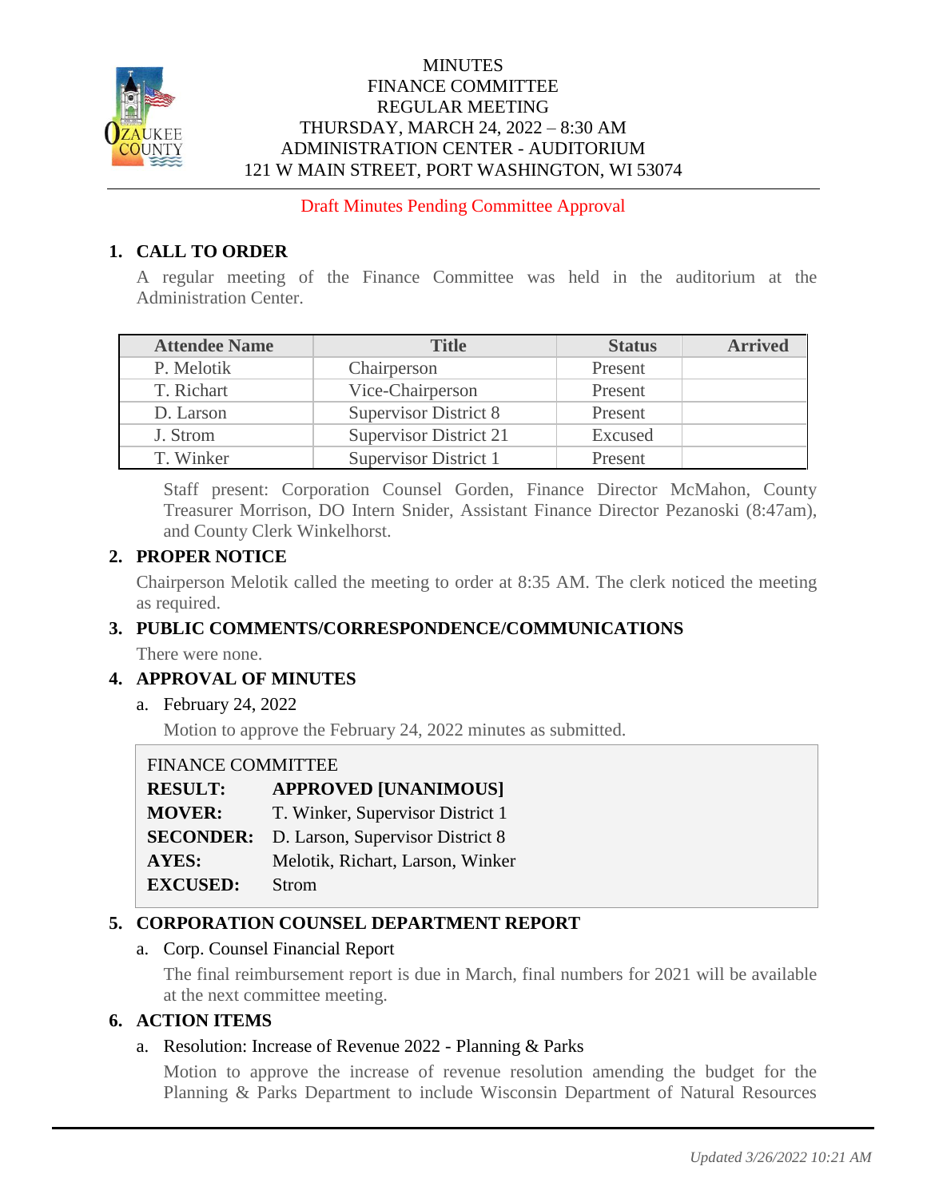MINUTES
FINANCE COMMITTEE
REGULAR MEETING
THURSDAY, MARCH 24, 2022 – 8:30 AM
ADMINISTRATION CENTER - AUDITORIUM
121 W MAIN STREET, PORT WASHINGTON, WI 53074

Draft Minutes Pending Committee Approval

## 1. CALL TO ORDER

A regular meeting of the Finance Committee was held in the auditorium at the Administration Center.

| Attendee Name | Title | Status | Arrived |
|---|---|---|---|
| P. Melotik | Chairperson | Present | |
| T. Richart | Vice-Chairperson | Present | |
| D. Larson | Supervisor District 8 | Present | |
| J. Strom | Supervisor District 21 | Excused | |
| T. Winker | Supervisor District 1 | Present | |

Staff present: Corporation Counsel Gorden, Finance Director McMahon, County Treasurer Morrison, DO Intern Snider, Assistant Finance Director Pezanoski (8:47am), and County Clerk Winkelhorst.

## 2. PROPER NOTICE

Chairperson Melotik called the meeting to order at 8:35 AM. The clerk noticed the meeting as required.

## 3. PUBLIC COMMENTS/CORRESPONDENCE/COMMUNICATIONS

There were none.

## 4. APPROVAL OF MINUTES

a. February 24, 2022

Motion to approve the February 24, 2022 minutes as submitted.

FINANCE COMMITTEE

**RESULT:** **APPROVED [UNANIMOUS]**
**MOVER:** T. Winker, Supervisor District 1
**SECONDER:** D. Larson, Supervisor District 8
**AYES:** Melotik, Richart, Larson, Winker
**EXCUSED:** Strom

## 5. CORPORATION COUNSEL DEPARTMENT REPORT

a. Corp. Counsel Financial Report

The final reimbursement report is due in March, final numbers for 2021 will be available at the next committee meeting.

## 6. ACTION ITEMS

a. Resolution: Increase of Revenue 2022 - Planning & Parks

Motion to approve the increase of revenue resolution amending the budget for the Planning & Parks Department to include Wisconsin Department of Natural Resources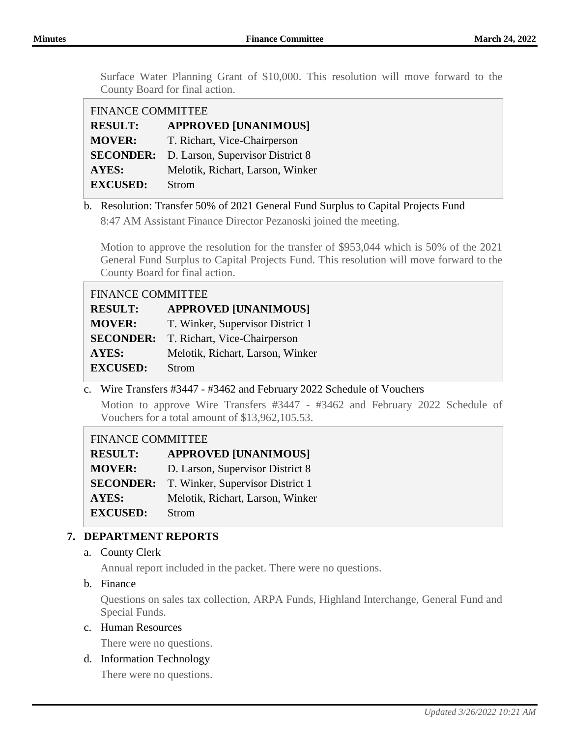Surface Water Planning Grant of $10,000. This resolution will move forward to the County Board for final action.

| FINANCE COMMITTEE | |
|---|---|
| **RESULT:** | **APPROVED [UNANIMOUS]** |
| **MOVER:** | T. Richart, Vice-Chairperson |
| **SECONDER:** | D. Larson, Supervisor District 8 |
| **AYES:** | Melotik, Richart, Larson, Winker |
| **EXCUSED:** | Strom |

b. Resolution: Transfer 50% of 2021 General Fund Surplus to Capital Projects Fund

8:47 AM Assistant Finance Director Pezanoski joined the meeting.

Motion to approve the resolution for the transfer of $953,044 which is 50% of the 2021 General Fund Surplus to Capital Projects Fund. This resolution will move forward to the County Board for final action.

| FINANCE COMMITTEE | |
|---|---|
| **RESULT:** | **APPROVED [UNANIMOUS]** |
| **MOVER:** | T. Winker, Supervisor District 1 |
| **SECONDER:** | T. Richart, Vice-Chairperson |
| **AYES:** | Melotik, Richart, Larson, Winker |
| **EXCUSED:** | Strom |

c. Wire Transfers #3447 - #3462 and February 2022 Schedule of Vouchers

Motion to approve Wire Transfers #3447 - #3462 and February 2022 Schedule of Vouchers for a total amount of $13,962,105.53.

| FINANCE COMMITTEE | |
|---|---|
| **RESULT:** | **APPROVED [UNANIMOUS]** |
| **MOVER:** | D. Larson, Supervisor District 8 |
| **SECONDER:** | T. Winker, Supervisor District 1 |
| **AYES:** | Melotik, Richart, Larson, Winker |
| **EXCUSED:** | Strom |

## 7. DEPARTMENT REPORTS

a. County Clerk

Annual report included in the packet. There were no questions.

b. Finance

Questions on sales tax collection, ARPA Funds, Highland Interchange, General Fund and Special Funds.

c. Human Resources

There were no questions.

d. Information Technology

There were no questions.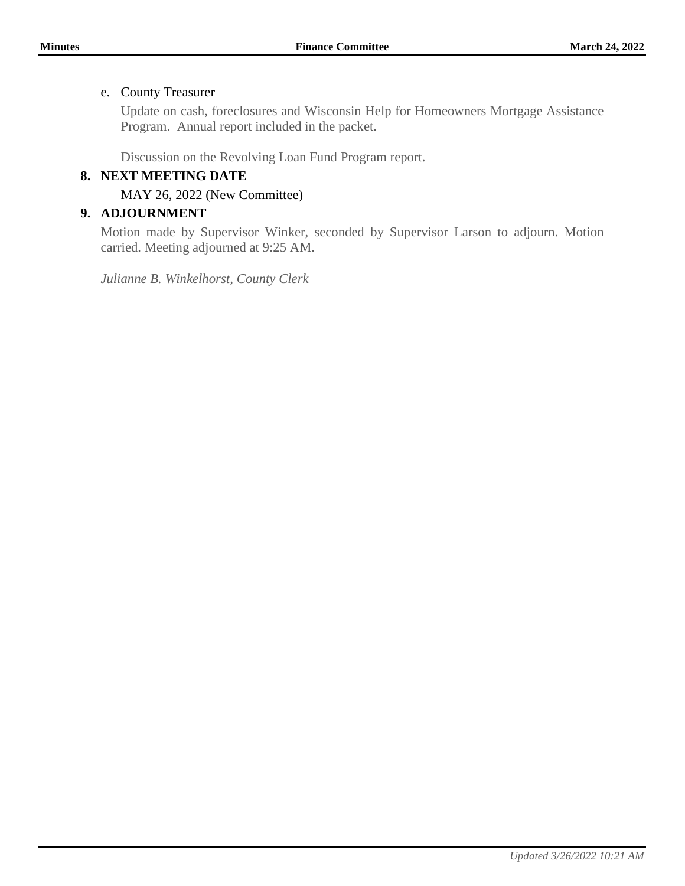e. County Treasurer

Update on cash, foreclosures and Wisconsin Help for Homeowners Mortgage Assistance Program. Annual report included in the packet.

Discussion on the Revolving Loan Fund Program report.

## 8. NEXT MEETING DATE

MAY 26, 2022 (New Committee)

## 9. ADJOURNMENT

Motion made by Supervisor Winker, seconded by Supervisor Larson to adjourn. Motion carried. Meeting adjourned at 9:25 AM.

*Julianne B. Winkelhorst, County Clerk*